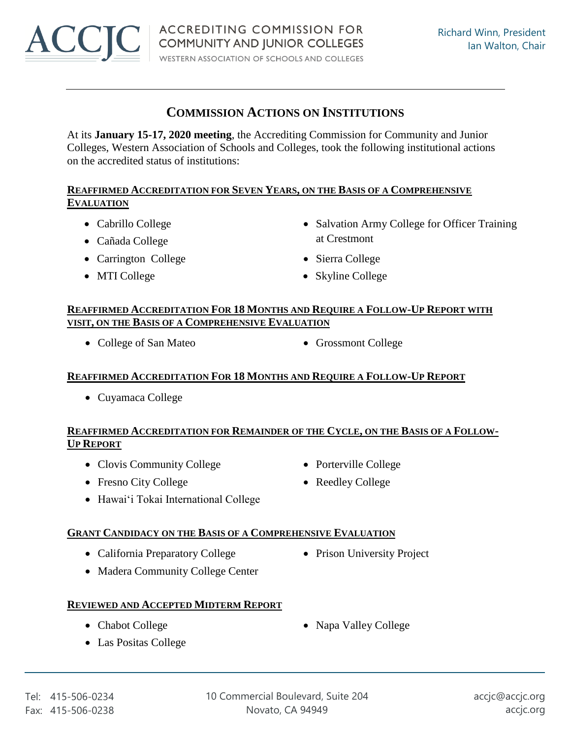ACCJC | ACCREDITING COMMISSION FOR COMMUNITY AND JUNIOR COLLEGES
WESTERN ASSOCIATION OF SCHOOLS AND COLLEGES

Richard Winn, President
Ian Walton, Chair

# Commission Actions on Institutions

At its **January 15-17, 2020 meeting**, the Accrediting Commission for Community and Junior Colleges, Western Association of Schools and Colleges, took the following institutional actions on the accredited status of institutions:

## Reaffirmed Accreditation for Seven Years, on the Basis of a Comprehensive Evaluation

- Cabrillo College
- Cañada College
- Carrington College
- MTI College
- Salvation Army College for Officer Training at Crestmont
- Sierra College
- Skyline College

## Reaffirmed Accreditation For 18 Months and Require a Follow-Up Report with visit, on the Basis of a Comprehensive Evaluation

- College of San Mateo
- Grossmont College

## Reaffirmed Accreditation For 18 Months and Require a Follow-Up Report

- Cuyamaca College

## Reaffirmed Accreditation for Remainder of the Cycle, on the Basis of a Follow-Up Report

- Clovis Community College
- Fresno City College
- Hawai‘i Tokai International College
- Porterville College
- Reedley College

## Grant Candidacy on the Basis of a Comprehensive Evaluation

- California Preparatory College
- Madera Community College Center
- Prison University Project

## Reviewed and Accepted Midterm Report

- Chabot College
- Las Positas College
- Napa Valley College

Tel: 415-506-0234
Fax: 415-506-0238

10 Commercial Boulevard, Suite 204
Novato, CA 94949

accjc@accjc.org
accjc.org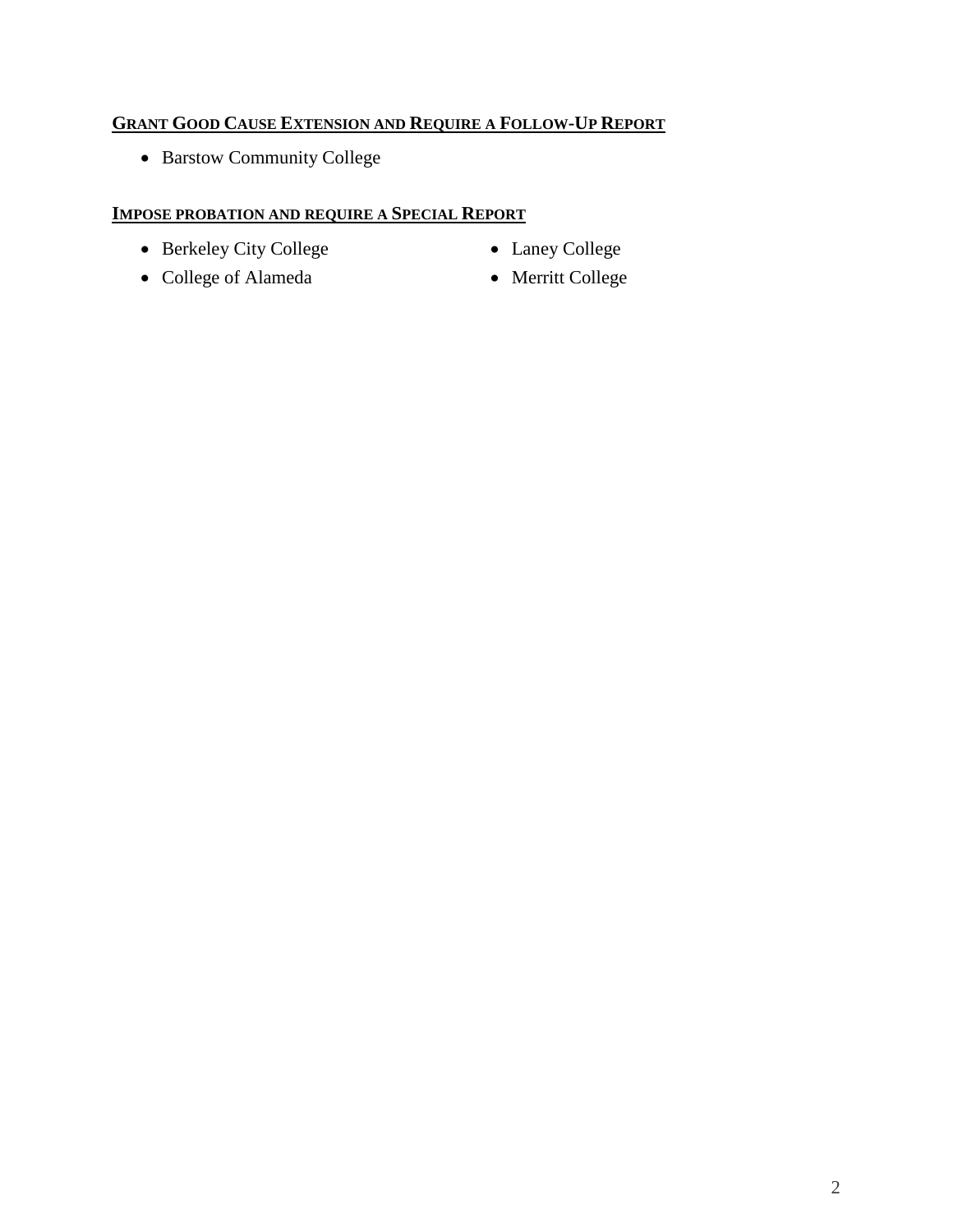## **Grant Good Cause Extension and Require a Follow-Up Report**

- Barstow Community College

## **Impose probation and require a Special Report**

- Berkeley City College
- College of Alameda
- Laney College
- Merritt College